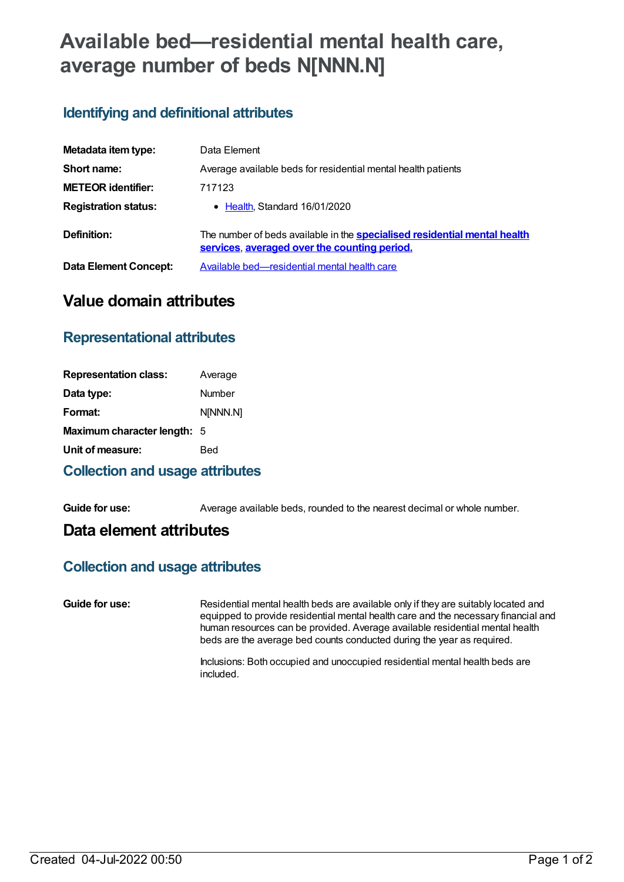# Available bed—residential mental health care, average number of beds N[NNN.N]

## Identifying and definitional attributes

| | |
|---|---|
| **Metadata item type:** | Data Element |
| **Short name:** | Average available beds for residential mental health patients |
| **METEOR identifier:** | 717123 |
| **Registration status:** | • Health, Standard 16/01/2020 |
| **Definition:** | The number of beds available in the **specialised residential mental health services**, **averaged over the counting period.** |
| **Data Element Concept:** | Available bed—residential mental health care |

# Value domain attributes

## Representational attributes

| | |
|---|---|
| **Representation class:** | Average |
| **Data type:** | Number |
| **Format:** | N[NNN.N] |
| **Maximum character length:** | 5 |
| **Unit of measure:** | Bed |

## Collection and usage attributes

| | |
|---|---|
| **Guide for use:** | Average available beds, rounded to the nearest decimal or whole number. |

# Data element attributes

## Collection and usage attributes

**Guide for use:**

Residential mental health beds are available only if they are suitably located and equipped to provide residential mental health care and the necessary financial and human resources can be provided. Average available residential mental health beds are the average bed counts conducted during the year as required.

Inclusions: Both occupied and unoccupied residential mental health beds are included.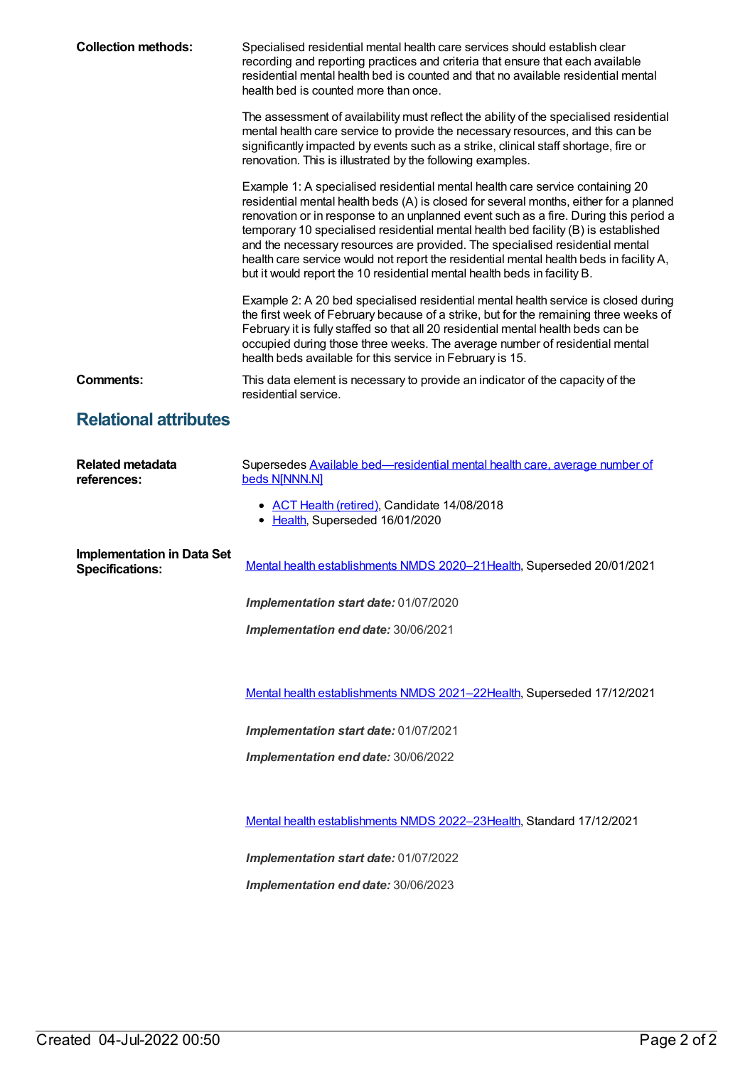**Collection methods:**

Specialised residential mental health care services should establish clear recording and reporting practices and criteria that ensure that each available residential mental health bed is counted and that no available residential mental health bed is counted more than once.

The assessment of availability must reflect the ability of the specialised residential mental health care service to provide the necessary resources, and this can be significantly impacted by events such as a strike, clinical staff shortage, fire or renovation. This is illustrated by the following examples.

Example 1: A specialised residential mental health care service containing 20 residential mental health beds (A) is closed for several months, either for a planned renovation or in response to an unplanned event such as a fire. During this period a temporary 10 specialised residential mental health bed facility (B) is established and the necessary resources are provided. The specialised residential mental health care service would not report the residential mental health beds in facility A, but it would report the 10 residential mental health beds in facility B.

Example 2: A 20 bed specialised residential mental health service is closed during the first week of February because of a strike, but for the remaining three weeks of February it is fully staffed so that all 20 residential mental health beds can be occupied during those three weeks. The average number of residential mental health beds available for this service in February is 15.

**Comments:**

This data element is necessary to provide an indicator of the capacity of the residential service.

## Relational attributes

**Related metadata references:**

Supersedes Available bed—residential mental health care, average number of beds N[NNN.N]

- ACT Health (retired), Candidate 14/08/2018
- Health, Superseded 16/01/2020

**Implementation in Data Set Specifications:**

Mental health establishments NMDS 2020–21Health, Superseded 20/01/2021

***Implementation start date:*** 01/07/2020

***Implementation end date:*** 30/06/2021

Mental health establishments NMDS 2021–22Health, Superseded 17/12/2021

***Implementation start date:*** 01/07/2021

***Implementation end date:*** 30/06/2022

Mental health establishments NMDS 2022–23Health, Standard 17/12/2021

***Implementation start date:*** 01/07/2022

***Implementation end date:*** 30/06/2023